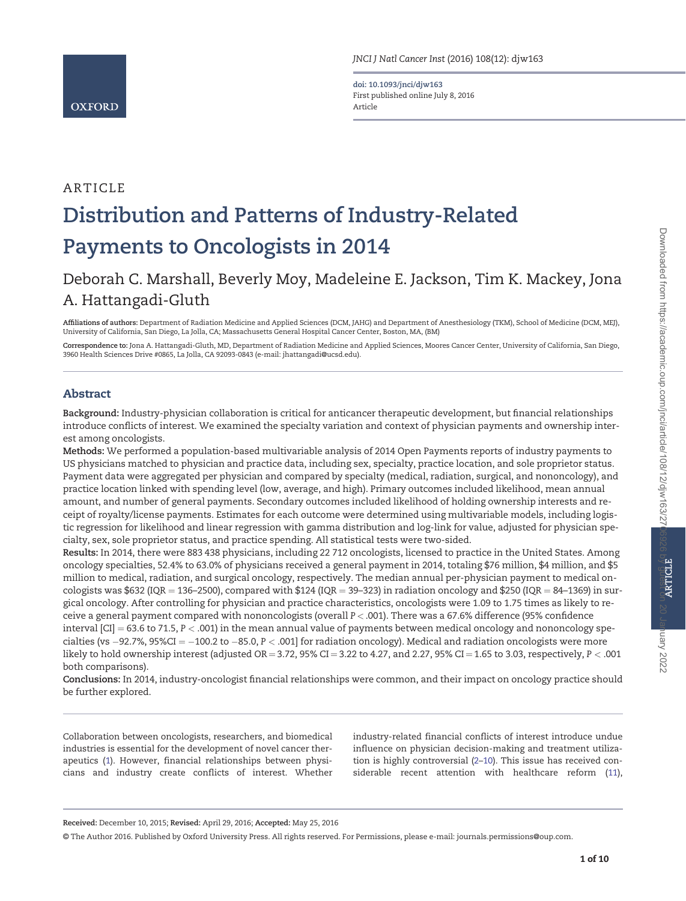ARTICLE

# Distribution and Patterns of Industry-Related Payments to Oncologists in 2014

Deborah C. Marshall, Beverly Moy, Madeleine E. Jackson, Tim K. Mackey, Jona A. Hattangadi-Gluth

**Affiliations of authors:** Department of Radiation Medicine and Applied Sciences (DCM, JAHG) and Department of Anesthesiology (TKM), School of Medicine (DCM, MEJ), University of California, San Diego, La Jolla, CA; Massachusetts General Hospital Cancer Center, Boston, MA, (BM)

**Correspondence to:** Jona A. Hattangadi-Gluth, MD, Department of Radiation Medicine and Applied Sciences, Moores Cancer Center, University of California, San Diego, 3960 Health Sciences Drive #0865, La Jolla, CA 92093-0843 (e-mail: jhattangadi@ucsd.edu).

## Abstract

**Background:** Industry-physician collaboration is critical for anticancer therapeutic development, but financial relationships introduce conflicts of interest. We examined the specialty variation and context of physician payments and ownership interest among oncologists.

**Methods:** We performed a population-based multivariable analysis of 2014 Open Payments reports of industry payments to US physicians matched to physician and practice data, including sex, specialty, practice location, and sole proprietor status. Payment data were aggregated per physician and compared by specialty (medical, radiation, surgical, and nononcology), and practice location linked with spending level (low, average, and high). Primary outcomes included likelihood, mean annual amount, and number of general payments. Secondary outcomes included likelihood of holding ownership interests and receipt of royalty/license payments. Estimates for each outcome were determined using multivariable models, including logistic regression for likelihood and linear regression with gamma distribution and log-link for value, adjusted for physician specialty, sex, sole proprietor status, and practice spending. All statistical tests were two-sided.

**Results:** In 2014, there were 883 438 physicians, including 22 712 oncologists, licensed to practice in the United States. Among oncology specialties, 52.4% to 63.0% of physicians received a general payment in 2014, totaling $76 million, $4 million, and $5 million to medical, radiation, and surgical oncology, respectively. The median annual per-physician payment to medical oncologists was $632 (IQR = 136–2500), compared with $124 (IQR = 39–323) in radiation oncology and $250 (IQR = 84–1369) in surgical oncology. After controlling for physician and practice characteristics, oncologists were 1.09 to 1.75 times as likely to receive a general payment compared with nononcologists (overall $P < .001$). There was a 67.6% difference (95% confidence interval [CI] = 63.6 to 71.5, $P < .001$) in the mean annual value of payments between medical oncology and nononcology specialties (vs −92.7%, 95%CI = −100.2 to −85.0, $P < .001$] for radiation oncology). Medical and radiation oncologists were more likely to hold ownership interest (adjusted OR = 3.72, 95% CI = 3.22 to 4.27, and 2.27, 95% CI = 1.65 to 3.03, respectively, $P < .001$ both comparisons).

**Conclusions:** In 2014, industry-oncologist financial relationships were common, and their impact on oncology practice should be further explored.

Collaboration between oncologists, researchers, and biomedical industries is essential for the development of novel cancer therapeutics (1). However, financial relationships between physicians and industry create conflicts of interest. Whether industry-related financial conflicts of interest introduce undue influence on physician decision-making and treatment utilization is highly controversial (2–10). This issue has received considerable recent attention with healthcare reform (11),

**Received:** December 10, 2015; **Revised:** April 29, 2016; **Accepted:** May 25, 2016

© The Author 2016. Published by Oxford University Press. All rights reserved. For Permissions, please e-mail: journals.permissions@oup.com.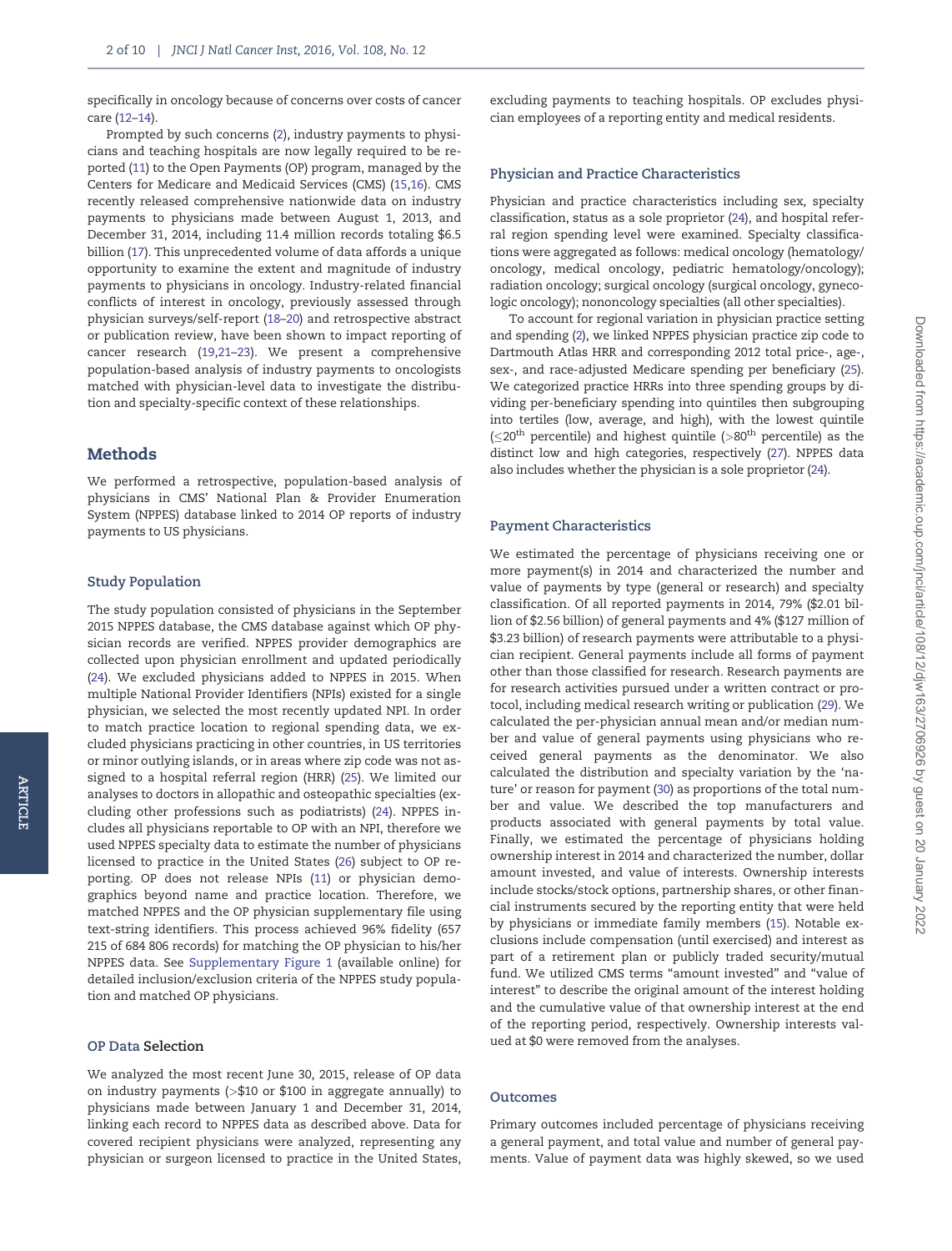specifically in oncology because of concerns over costs of cancer care (12–14).

Prompted by such concerns (2), industry payments to physicians and teaching hospitals are now legally required to be reported (11) to the Open Payments (OP) program, managed by the Centers for Medicare and Medicaid Services (CMS) (15,16). CMS recently released comprehensive nationwide data on industry payments to physicians made between August 1, 2013, and December 31, 2014, including 11.4 million records totaling $6.5 billion (17). This unprecedented volume of data affords a unique opportunity to examine the extent and magnitude of industry payments to physicians in oncology. Industry-related financial conflicts of interest in oncology, previously assessed through physician surveys/self-report (18–20) and retrospective abstract or publication review, have been shown to impact reporting of cancer research (19,21–23). We present a comprehensive population-based analysis of industry payments to oncologists matched with physician-level data to investigate the distribution and specialty-specific context of these relationships.

## Methods

We performed a retrospective, population-based analysis of physicians in CMS' National Plan & Provider Enumeration System (NPPES) database linked to 2014 OP reports of industry payments to US physicians.

### Study Population

The study population consisted of physicians in the September 2015 NPPES database, the CMS database against which OP physician records are verified. NPPES provider demographics are collected upon physician enrollment and updated periodically (24). We excluded physicians added to NPPES in 2015. When multiple National Provider Identifiers (NPIs) existed for a single physician, we selected the most recently updated NPI. In order to match practice location to regional spending data, we excluded physicians practicing in other countries, in US territories or minor outlying islands, or in areas where zip code was not assigned to a hospital referral region (HRR) (25). We limited our analyses to doctors in allopathic and osteopathic specialties (excluding other professions such as podiatrists) (24). NPPES includes all physicians reportable to OP with an NPI, therefore we used NPPES specialty data to estimate the number of physicians licensed to practice in the United States (26) subject to OP reporting. OP does not release NPIs (11) or physician demographics beyond name and practice location. Therefore, we matched NPPES and the OP physician supplementary file using text-string identifiers. This process achieved 96% fidelity (657 215 of 684 806 records) for matching the OP physician to his/her NPPES data. See Supplementary Figure 1 (available online) for detailed inclusion/exclusion criteria of the NPPES study population and matched OP physicians.

### OP Data Selection

We analyzed the most recent June 30, 2015, release of OP data on industry payments (>$10 or $100 in aggregate annually) to physicians made between January 1 and December 31, 2014, linking each record to NPPES data as described above. Data for covered recipient physicians were analyzed, representing any physician or surgeon licensed to practice in the United States, excluding payments to teaching hospitals. OP excludes physician employees of a reporting entity and medical residents.

### Physician and Practice Characteristics

Physician and practice characteristics including sex, specialty classification, status as a sole proprietor (24), and hospital referral region spending level were examined. Specialty classifications were aggregated as follows: medical oncology (hematology/oncology, medical oncology, pediatric hematology/oncology); radiation oncology; surgical oncology (surgical oncology, gynecologic oncology); nononcology specialties (all other specialties).

To account for regional variation in physician practice setting and spending (2), we linked NPPES physician practice zip code to Dartmouth Atlas HRR and corresponding 2012 total price-, age-, sex-, and race-adjusted Medicare spending per beneficiary (25). We categorized practice HRRs into three spending groups by dividing per-beneficiary spending into quintiles then subgrouping into tertiles (low, average, and high), with the lowest quintile (≤20th percentile) and highest quintile (>80th percentile) as the distinct low and high categories, respectively (27). NPPES data also includes whether the physician is a sole proprietor (24).

### Payment Characteristics

We estimated the percentage of physicians receiving one or more payment(s) in 2014 and characterized the number and value of payments by type (general or research) and specialty classification. Of all reported payments in 2014, 79% ($2.01 billion of $2.56 billion) of general payments and 4% ($127 million of $3.23 billion) of research payments were attributable to a physician recipient. General payments include all forms of payment other than those classified for research. Research payments are for research activities pursued under a written contract or protocol, including medical research writing or publication (29). We calculated the per-physician annual mean and/or median number and value of general payments using physicians who received general payments as the denominator. We also calculated the distribution and specialty variation by the 'nature' or reason for payment (30) as proportions of the total number and value. We described the top manufacturers and products associated with general payments by total value. Finally, we estimated the percentage of physicians holding ownership interest in 2014 and characterized the number, dollar amount invested, and value of interests. Ownership interests include stocks/stock options, partnership shares, or other financial instruments secured by the reporting entity that were held by physicians or immediate family members (15). Notable exclusions include compensation (until exercised) and interest as part of a retirement plan or publicly traded security/mutual fund. We utilized CMS terms "amount invested" and "value of interest" to describe the original amount of the interest holding and the cumulative value of that ownership interest at the end of the reporting period, respectively. Ownership interests valued at $0 were removed from the analyses.

### Outcomes

Primary outcomes included percentage of physicians receiving a general payment, and total value and number of general payments. Value of payment data was highly skewed, so we used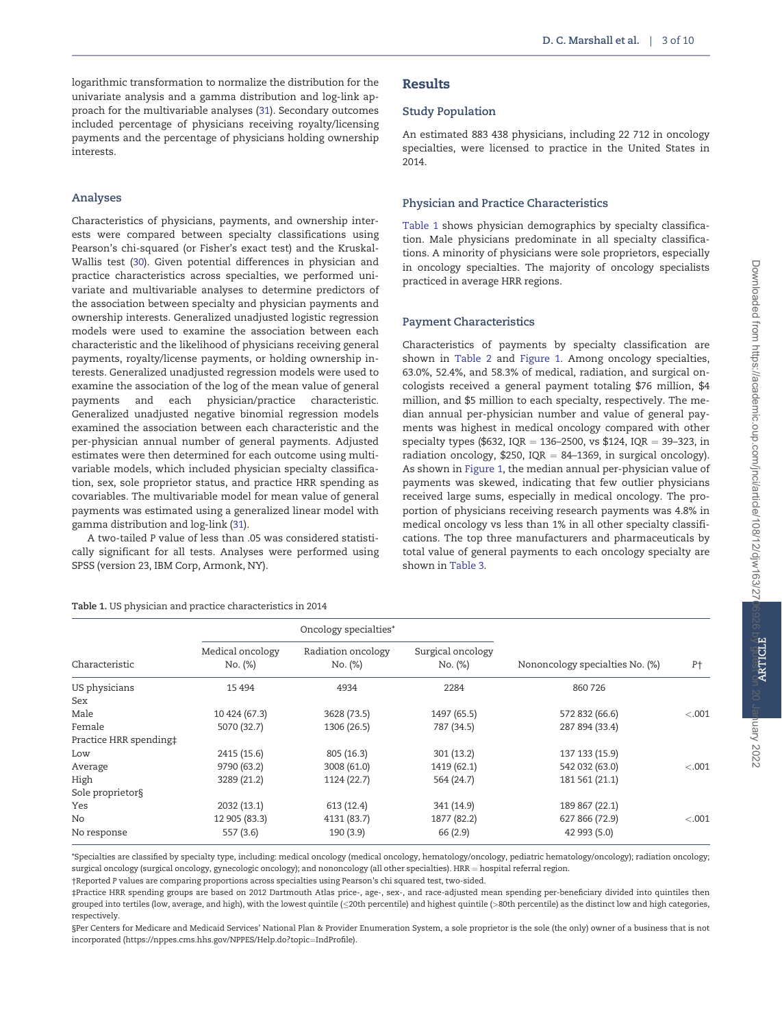logarithmic transformation to normalize the distribution for the univariate analysis and a gamma distribution and log-link approach for the multivariable analyses (31). Secondary outcomes included percentage of physicians receiving royalty/licensing payments and the percentage of physicians holding ownership interests.

### Analyses

Characteristics of physicians, payments, and ownership interests were compared between specialty classifications using Pearson's chi-squared (or Fisher's exact test) and the Kruskal-Wallis test (30). Given potential differences in physician and practice characteristics across specialties, we performed univariate and multivariable analyses to determine predictors of the association between specialty and physician payments and ownership interests. Generalized unadjusted logistic regression models were used to examine the association between each characteristic and the likelihood of physicians receiving general payments, royalty/license payments, or holding ownership interests. Generalized unadjusted regression models were used to examine the association of the log of the mean value of general payments and each physician/practice characteristic. Generalized unadjusted negative binomial regression models examined the association between each characteristic and the per-physician annual number of general payments. Adjusted estimates were then determined for each outcome using multivariable models, which included physician specialty classification, sex, sole proprietor status, and practice HRR spending as covariables. The multivariable model for mean value of general payments was estimated using a generalized linear model with gamma distribution and log-link (31).

A two-tailed P value of less than .05 was considered statistically significant for all tests. Analyses were performed using SPSS (version 23, IBM Corp, Armonk, NY).

## Results

### Study Population

An estimated 883 438 physicians, including 22 712 in oncology specialties, were licensed to practice in the United States in 2014.

### Physician and Practice Characteristics

Table 1 shows physician demographics by specialty classification. Male physicians predominate in all specialty classifications. A minority of physicians were sole proprietors, especially in oncology specialties. The majority of oncology specialists practiced in average HRR regions.

### Payment Characteristics

Characteristics of payments by specialty classification are shown in Table 2 and Figure 1. Among oncology specialties, 63.0%, 52.4%, and 58.3% of medical, radiation, and surgical oncologists received a general payment totaling $76 million, $4 million, and $5 million to each specialty, respectively. The median annual per-physician number and value of general payments was highest in medical oncology compared with other specialty types ($632, IQR = 136–2500, vs $124, IQR = 39–323, in radiation oncology, $250, IQR = 84–1369, in surgical oncology). As shown in Figure 1, the median annual per-physician value of payments was skewed, indicating that few outlier physicians received large sums, especially in medical oncology. The proportion of physicians receiving research payments was 4.8% in medical oncology vs less than 1% in all other specialty classifications. The top three manufacturers and pharmaceuticals by total value of general payments to each oncology specialty are shown in Table 3.

**Table 1.** US physician and practice characteristics in 2014

| | Oncology specialties* | | | | |
|---|---|---|---|---|---|
| Characteristic | Medical oncology No. (%) | Radiation oncology No. (%) | Surgical oncology No. (%) | Nononcology specialties No. (%) | P† |
| US physicians | 15 494 | 4934 | 2284 | 860 726 | |
| Sex | | | | | |
| Male | 10 424 (67.3) | 3628 (73.5) | 1497 (65.5) | 572 832 (66.6) | <.001 |
| Female | 5070 (32.7) | 1306 (26.5) | 787 (34.5) | 287 894 (33.4) | |
| Practice HRR spending‡ | | | | | |
| Low | 2415 (15.6) | 805 (16.3) | 301 (13.2) | 137 133 (15.9) | |
| Average | 9790 (63.2) | 3008 (61.0) | 1419 (62.1) | 542 032 (63.0) | <.001 |
| High | 3289 (21.2) | 1124 (22.7) | 564 (24.7) | 181 561 (21.1) | |
| Sole proprietor§ | | | | | |
| Yes | 2032 (13.1) | 613 (12.4) | 341 (14.9) | 189 867 (22.1) | |
| No | 12 905 (83.3) | 4131 (83.7) | 1877 (82.2) | 627 866 (72.9) | <.001 |
| No response | 557 (3.6) | 190 (3.9) | 66 (2.9) | 42 993 (5.0) | |

*Specialties are classified by specialty type, including: medical oncology (medical oncology, hematology/oncology, pediatric hematology/oncology); radiation oncology; surgical oncology (surgical oncology, gynecologic oncology); and nononcology (all other specialties). HRR = hospital referral region.

†Reported P values are comparing proportions across specialties using Pearson's chi squared test, two-sided.

‡Practice HRR spending groups are based on 2012 Dartmouth Atlas price-, age-, sex-, and race-adjusted mean spending per-beneficiary divided into quintiles then grouped into tertiles (low, average, and high), with the lowest quintile (≤20th percentile) and highest quintile (>80th percentile) as the distinct low and high categories, respectively.

§Per Centers for Medicare and Medicaid Services' National Plan & Provider Enumeration System, a sole proprietor is the sole (the only) owner of a business that is not incorporated (https://nppes.cms.hhs.gov/NPPES/Help.do?topic=IndProfile).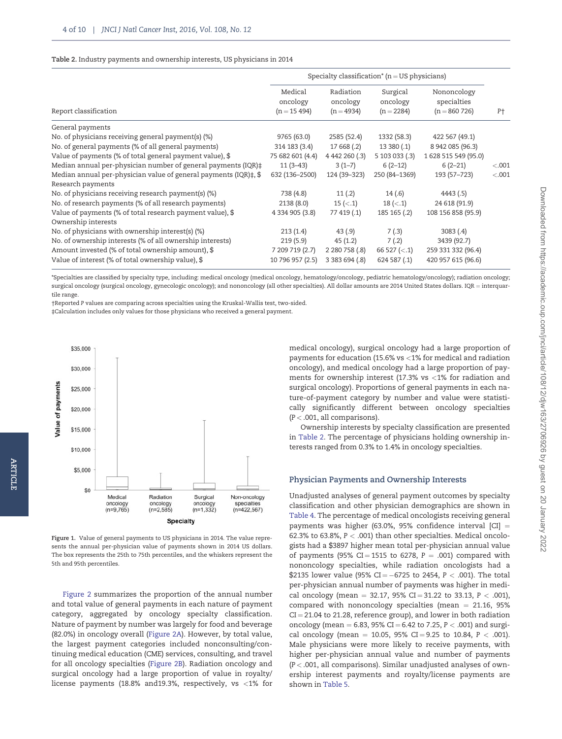Table 2. Industry payments and ownership interests, US physicians in 2014

| Report classification | Specialty classification* (n = US physicians) | | | | P† |
|---|---|---|---|---|---|
| | Medical oncology (n = 15 494) | Radiation oncology (n = 4934) | Surgical oncology (n = 2284) | Nononcology specialties (n = 860 726) | |
| General payments | | | | | |
| No. of physicians receiving general payment(s) (%) | 9765 (63.0) | 2585 (52.4) | 1332 (58.3) | 422 567 (49.1) | |
| No. of general payments (% of all general payments) | 314 183 (3.4) | 17 668 (.2) | 13 380 (.1) | 8 942 085 (96.3) | |
| Value of payments (% of total general payment value), $ | 75 682 601 (4.4) | 4 442 260 (.3) | 5 103 033 (.3) | 1 628 515 549 (95.0) | |
| Median annual per-physician number of general payments (IQR)‡ | 11 (3–43) | 3 (1–7) | 6 (2–12) | 6 (2–21) | <.001 |
| Median annual per-physician value of general payments (IQR)‡, $ | 632 (136–2500) | 124 (39–323) | 250 (84–1369) | 193 (57–723) | <.001 |
| Research payments | | | | | |
| No. of physicians receiving research payment(s) (%) | 738 (4.8) | 11 (.2) | 14 (.6) | 4443 (.5) | |
| No. of research payments (% of all research payments) | 2138 (8.0) | 15 (<.1) | 18 (<.1) | 24 618 (91.9) | |
| Value of payments (% of total research payment value), $ | 4 334 905 (3.8) | 77 419 (.1) | 185 165 (.2) | 108 156 858 (95.9) | |
| Ownership interests | | | | | |
| No. of physicians with ownership interest(s) (%) | 213 (1.4) | 43 (.9) | 7 (.3) | 3083 (.4) | |
| No. of ownership interests (% of all ownership interests) | 219 (5.9) | 45 (1.2) | 7 (.2) | 3439 (92.7) | |
| Amount invested (% of total ownership amount), $ | 7 209 719 (2.7) | 2 280 758 (.8) | 66 527 (<.1) | 259 331 332 (96.4) | |
| Value of interest (% of total ownership value), $ | 10 796 957 (2.5) | 3 383 694 (.8) | 624 587 (.1) | 420 957 615 (96.6) | |

*Specialties are classified by specialty type, including: medical oncology (medical oncology, hematology/oncology, pediatric hematology/oncology); radiation oncology; surgical oncology (surgical oncology, gynecologic oncology); and nononcology (all other specialties). All dollar amounts are 2014 United States dollars. IQR = interquartile range.

†Reported P values are comparing across specialties using the Kruskal-Wallis test, two-sided.

‡Calculation includes only values for those physicians who received a general payment.

Figure 1. Value of general payments to US physicians in 2014. The value represents the annual per-physician value of payments shown in 2014 US dollars. The box represents the 25th to 75th percentiles, and the whiskers represent the 5th and 95th percentiles.

Figure 2 summarizes the proportion of the annual number and total value of general payments in each nature of payment category, aggregated by oncology specialty classification. Nature of payment by number was largely for food and beverage (82.0%) in oncology overall (Figure 2A). However, by total value, the largest payment categories included nonconsulting/continuing medical education (CME) services, consulting, and travel for all oncology specialties (Figure 2B). Radiation oncology and surgical oncology had a large proportion of value in royalty/license payments (18.8% and19.3%, respectively, vs <1% for medical oncology), surgical oncology had a large proportion of payments for education (15.6% vs <1% for medical and radiation oncology), and medical oncology had a large proportion of payments for ownership interest (17.3% vs <1% for radiation and surgical oncology). Proportions of general payments in each nature-of-payment category by number and value were statistically significantly different between oncology specialties ($P < .001$, all comparisons).

Ownership interests by specialty classification are presented in Table 2. The percentage of physicians holding ownership interests ranged from 0.3% to 1.4% in oncology specialties.

### Physician Payments and Ownership Interests

Unadjusted analyses of general payment outcomes by specialty classification and other physician demographics are shown in Table 4. The percentage of medical oncologists receiving general payments was higher (63.0%, 95% confidence interval [CI] = 62.3% to 63.8%, $P < .001$) than other specialties. Medical oncologists had a $3897 higher mean total per-physician annual value of payments (95% CI = 1515 to 6278, $P = .001$) compared with nononcology specialties, while radiation oncologists had a $2135 lower value (95% CI = −6725 to 2454, $P < .001$). The total per-physician annual number of payments was higher in medical oncology (mean = 32.17, 95% CI = 31.22 to 33.13, $P < .001$), compared with nononcology specialties (mean = 21.16, 95% CI = 21.04 to 21.28, reference group), and lower in both radiation oncology (mean = 6.83, 95% CI = 6.42 to 7.25, $P < .001$) and surgical oncology (mean = 10.05, 95% CI = 9.25 to 10.84, $P < .001$). Male physicians were more likely to receive payments, with higher per-physician annual value and number of payments ($P < .001$, all comparisons). Similar unadjusted analyses of ownership interest payments and royalty/license payments are shown in Table 5.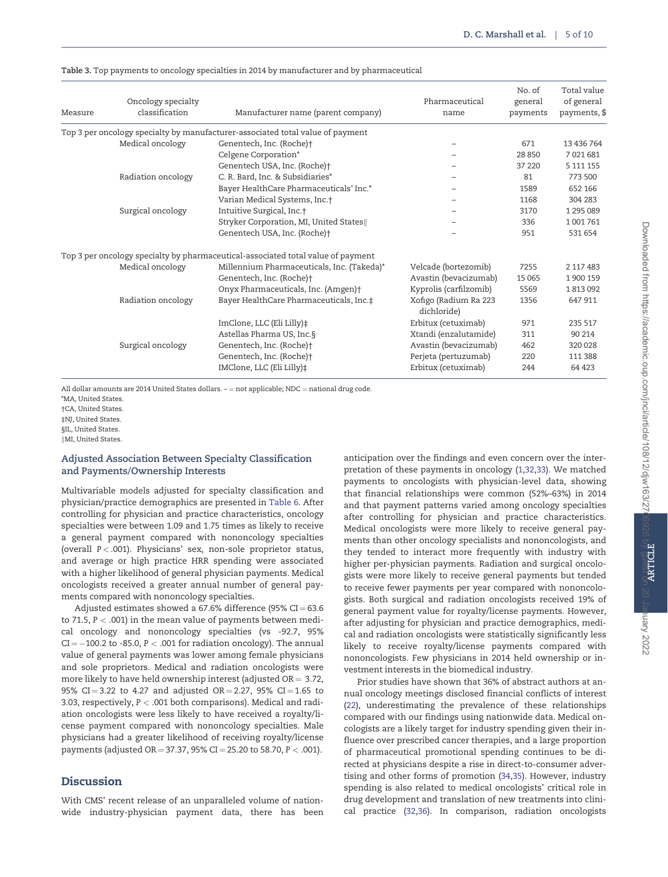Table 3. Top payments to oncology specialties in 2014 by manufacturer and by pharmaceutical

| Measure | Oncology specialty classification | Manufacturer name (parent company) | Pharmaceutical name | No. of general payments | Total value of general payments, $ |
|---|---|---|---|---|---|
| Top 3 per oncology specialty by manufacturer-associated total value of payment | | | | | |
| | Medical oncology | Genentech, Inc. (Roche)† | – | 671 | 13 436 764 |
| | | Celgene Corporation* | – | 28 850 | 7 021 681 |
| | | Genentech USA, Inc. (Roche)† | – | 37 220 | 5 111 155 |
| | Radiation oncology | C. R. Bard, Inc. & Subsidiaries* | – | 81 | 773 500 |
| | | Bayer HealthCare Pharmaceuticals' Inc.* | – | 1589 | 652 166 |
| | | Varian Medical Systems, Inc.† | – | 1168 | 304 283 |
| | Surgical oncology | Intuitive Surgical, Inc.† | – | 3170 | 1 295 089 |
| | | Stryker Corporation, MI, United States‖ | – | 336 | 1 001 761 |
| | | Genentech USA, Inc. (Roche)† | – | 951 | 531 654 |
| Top 3 per oncology specialty by pharmaceutical-associated total value of payment | | | | | |
| | Medical oncology | Millennium Pharmaceuticals, Inc. (Takeda)* | Velcade (bortezomib) | 7255 | 2 117 483 |
| | | Genentech, Inc. (Roche)† | Avastin (bevacizumab) | 15 065 | 1 900 159 |
| | | Onyx Pharmaceuticals, Inc. (Amgen)† | Kyprolis (carfilzomib) | 5569 | 1 813 092 |
| | Radiation oncology | Bayer HealthCare Pharmaceuticals, Inc.‡ | Xofigo (Radium Ra 223 dichloride) | 1356 | 647 911 |
| | | ImClone, LLC (Eli Lilly)‡ | Erbitux (cetuximab) | 971 | 235 517 |
| | | Astellas Pharma US, Inc.§ | Xtandi (enzalutamide) | 311 | 90 214 |
| | Surgical oncology | Genentech, Inc. (Roche)† | Avastin (bevacizumab) | 462 | 320 028 |
| | | Genentech, Inc. (Roche)† | Perjeta (pertuzumab) | 220 | 111 388 |
| | | IMClone, LLC (Eli Lilly)‡ | Erbitux (cetuximab) | 244 | 64 423 |

All dollar amounts are 2014 United States dollars. – = not applicable; NDC = national drug code.
*MA, United States.
†CA, United States.
‡NJ, United States.
§IL, United States.
‖MI, United States.

### Adjusted Association Between Specialty Classification and Payments/Ownership Interests

Multivariable models adjusted for specialty classification and physician/practice demographics are presented in Table 6. After controlling for physician and practice characteristics, oncology specialties were between 1.09 and 1.75 times as likely to receive a general payment compared with nononcology specialties (overall $P < .001$). Physicians' sex, non-sole proprietor status, and average or high practice HRR spending were associated with a higher likelihood of general physician payments. Medical oncologists received a greater annual number of general payments compared with nononcology specialties.

Adjusted estimates showed a 67.6% difference (95% CI = 63.6 to 71.5, $P < .001$) in the mean value of payments between medical oncology and nononcology specialties (vs -92.7, 95% CI = −100.2 to -85.0, $P < .001$ for radiation oncology). The annual value of general payments was lower among female physicians and sole proprietors. Medical and radiation oncologists were more likely to have held ownership interest (adjusted OR = 3.72, 95% CI = 3.22 to 4.27 and adjusted OR = 2.27, 95% CI = 1.65 to 3.03, respectively, $P < .001$ both comparisons). Medical and radiation oncologists were less likely to have received a royalty/license payment compared with nononcology specialties. Male physicians had a greater likelihood of receiving royalty/license payments (adjusted OR = 37.37, 95% CI = 25.20 to 58.70, $P < .001$).

## Discussion

With CMS' recent release of an unparalleled volume of nationwide industry-physician payment data, there has been anticipation over the findings and even concern over the interpretation of these payments in oncology (1,32,33). We matched payments to oncologists with physician-level data, showing that financial relationships were common (52%–63%) in 2014 and that payment patterns varied among oncology specialties after controlling for physician and practice characteristics. Medical oncologists were more likely to receive general payments than other oncology specialists and nononcologists, and they tended to interact more frequently with industry with higher per-physician payments. Radiation and surgical oncologists were more likely to receive general payments but tended to receive fewer payments per year compared with nononcologists. Both surgical and radiation oncologists received 19% of general payment value for royalty/license payments. However, after adjusting for physician and practice demographics, medical and radiation oncologists were statistically significantly less likely to receive royalty/license payments compared with nononcologists. Few physicians in 2014 held ownership or investment interests in the biomedical industry.

Prior studies have shown that 36% of abstract authors at annual oncology meetings disclosed financial conflicts of interest (22), underestimating the prevalence of these relationships compared with our findings using nationwide data. Medical oncologists are a likely target for industry spending given their influence over prescribed cancer therapies, and a large proportion of pharmaceutical promotional spending continues to be directed at physicians despite a rise in direct-to-consumer advertising and other forms of promotion (34,35). However, industry spending is also related to medical oncologists' critical role in drug development and translation of new treatments into clinical practice (32,36). In comparison, radiation oncologists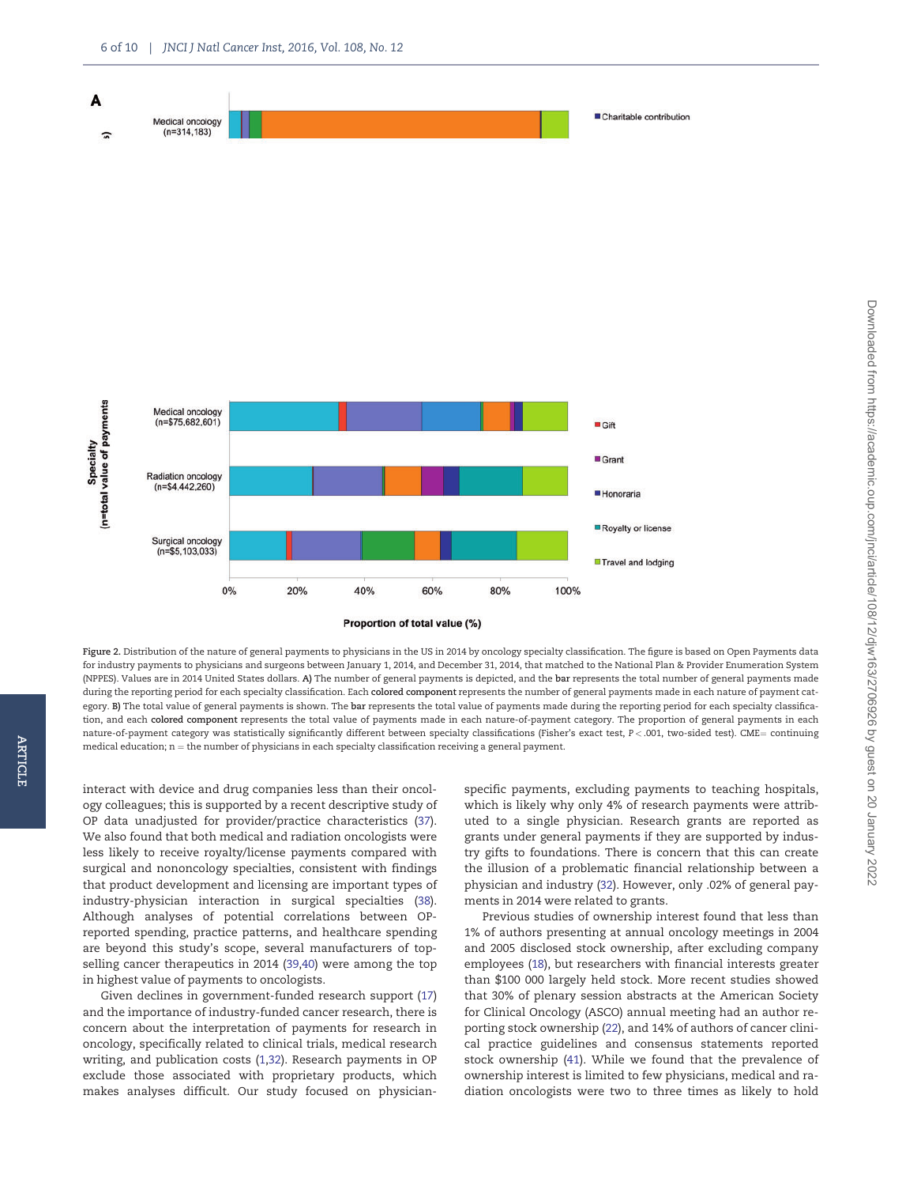A

Medical oncology (n=314,183)

Specialty (n=total value of payments)

Medical oncology (n=$75,682,601)

Radiation oncology (n=$4,442,260)

Surgical oncology (n=$5,103,033)

0% 20% 40% 60% 80% 100%

Proportion of total value (%)

Charitable contribution

Gift

Grant

Honoraria

Royalty or license

Travel and lodging

Figure 2. Distribution of the nature of general payments to physicians in the US in 2014 by oncology specialty classification. The figure is based on Open Payments data for industry payments to physicians and surgeons between January 1, 2014, and December 31, 2014, that matched to the National Plan & Provider Enumeration System (NPPES). Values are in 2014 United States dollars. **A)** The number of general payments is depicted, and the **bar** represents the total number of general payments made during the reporting period for each specialty classification. Each **colored component** represents the number of general payments made in each nature of payment category. **B)** The total value of general payments is shown. The **bar** represents the total value of payments made during the reporting period for each specialty classification, and each **colored component** represents the total value of payments made in each nature-of-payment category. The proportion of general payments in each nature-of-payment category was statistically significantly different between specialty classifications (Fisher's exact test, $P < .001$, two-sided test). CME= continuing medical education; n = the number of physicians in each specialty classification receiving a general payment.

interact with device and drug companies less than their oncology colleagues; this is supported by a recent descriptive study of OP data unadjusted for provider/practice characteristics (37). We also found that both medical and radiation oncologists were less likely to receive royalty/license payments compared with surgical and nononcology specialties, consistent with findings that product development and licensing are important types of industry-physician interaction in surgical specialties (38). Although analyses of potential correlations between OP-reported spending, practice patterns, and healthcare spending are beyond this study's scope, several manufacturers of top-selling cancer therapeutics in 2014 (39,40) were among the top in highest value of payments to oncologists.

Given declines in government-funded research support (17) and the importance of industry-funded cancer research, there is concern about the interpretation of payments for research in oncology, specifically related to clinical trials, medical research writing, and publication costs (1,32). Research payments in OP exclude those associated with proprietary products, which makes analyses difficult. Our study focused on physician-specific payments, excluding payments to teaching hospitals, which is likely why only 4% of research payments were attributed to a single physician. Research grants are reported as grants under general payments if they are supported by industry gifts to foundations. There is concern that this can create the illusion of a problematic financial relationship between a physician and industry (32). However, only .02% of general payments in 2014 were related to grants.

Previous studies of ownership interest found that less than 1% of authors presenting at annual oncology meetings in 2004 and 2005 disclosed stock ownership, after excluding company employees (18), but researchers with financial interests greater than $100 000 largely held stock. More recent studies showed that 30% of plenary session abstracts at the American Society for Clinical Oncology (ASCO) annual meeting had an author reporting stock ownership (22), and 14% of authors of cancer clinical practice guidelines and consensus statements reported stock ownership (41). While we found that the prevalence of ownership interest is limited to few physicians, medical and radiation oncologists were two to three times as likely to hold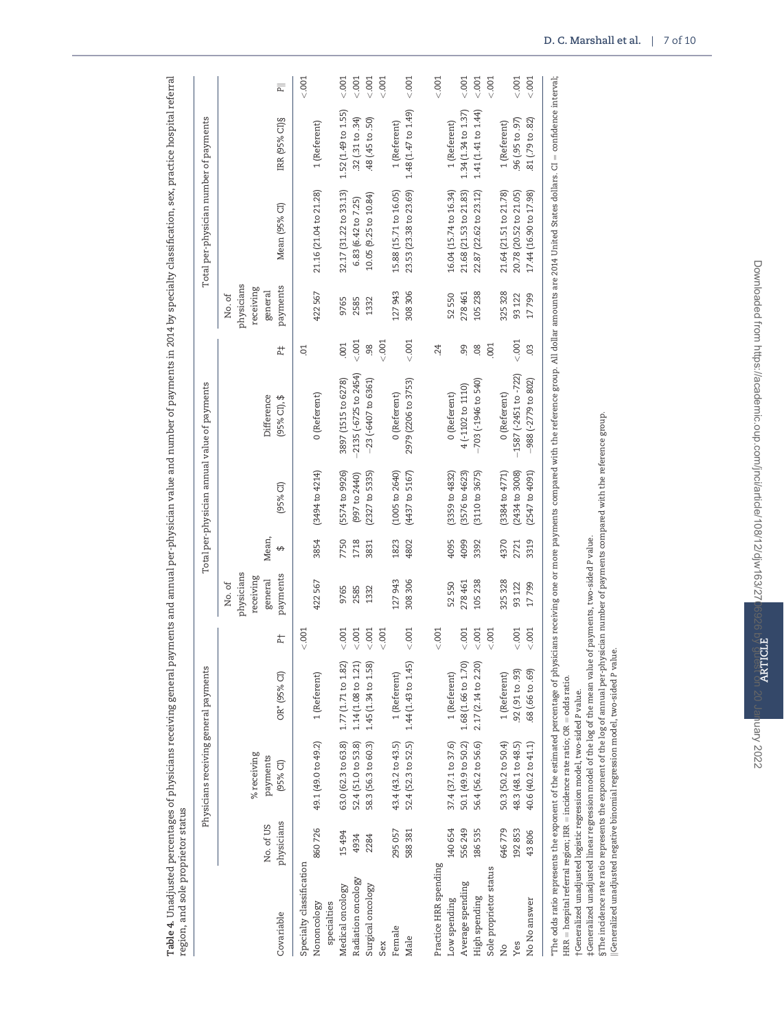**Table 4.** Unadjusted percentages of physicians receiving general payments and annual per-physician value and number of payments in 2014 by specialty classification, sex, practice hospital referral region, and sole proprietor status

| | Physicians receiving general payments | | | | Total per-physician annual value of payments | | | | | Total per-physician number of payments | | | |
|---|---|---|---|---|---|---|---|---|---|---|---|---|---|
| Covariable | No. of US physicians | % receiving payments (95% CI) | OR* (95% CI) | P† | No. of physicians receiving general payments | Mean, $ | (95% CI) | Difference (95% CI), $ | P‡ | No. of physicians receiving general payments | Mean (95% CI) | IRR (95% CI)§ | P‖ |
| Specialty classification | | | | <.001 | | | | | .01 | | | | <.001 |
| Nononcology specialties | 860 726 | 49.1 (49.0 to 49.2) | 1 (Referent) | | 422 567 | 3854 | (3494 to 4214) | 0 (Referent) | | 422 567 | 21.16 (21.04 to 21.28) | 1 (Referent) | |
| Medical oncology | 15 494 | 63.0 (62.3 to 63.8) | 1.77 (1.71 to 1.82) | <.001 | 9765 | 7750 | (5574 to 9926) | 3897 (1515 to 6278) | .001 | 9765 | 32.17 (31.22 to 33.13) | 1.52 (1.49 to 1.55) | <.001 |
| Radiation oncology | 4934 | 52.4 (51.0 to 53.8) | 1.14 (1.08 to 1.21) | <.001 | 2585 | 1718 | (997 to 2440) | −2135 (−6725 to 2454) | <.001 | 2585 | 6.83 (6.42 to 7.25) | .32 (.31 to .34) | <.001 |
| Surgical oncology | 2284 | 58.3 (56.3 to 60.3) | 1.45 (1.34 to 1.58) | <.001 | 1332 | 3831 | (2327 to 5335) | −23 (−6407 to 6361) | .98 | 1332 | 10.05 (9.25 to 10.84) | .48 (.45 to .50) | <.001 |
| Sex | | | | <.001 | | | | | <.001 | | | | <.001 |
| Female | 295 057 | 43.4 (43.2 to 43.5) | 1 (Referent) | | 127 943 | 1823 | (1005 to 2640) | 0 (Referent) | | 127 943 | 15.88 (15.71 to 16.05) | 1 (Referent) | |
| Male | 588 381 | 52.4 (52.3 to 52.5) | 1.44 (1.43 to 1.45) | <.001 | 308 306 | 4802 | (4437 to 5167) | 2979 (2206 to 3753) | <.001 | 308 306 | 23.53 (23.38 to 23.69) | 1.48 (1.47 to 1.49) | <.001 |
| Practice HRR spending | | | | <.001 | | | | | .24 | | | | <.001 |
| Low spending | 140 654 | 37.4 (37.1 to 37.6) | 1 (Referent) | | 52 550 | 4095 | (3359 to 4832) | 0 (Referent) | | 52 550 | 16.04 (15.74 to 16.34) | 1 (Referent) | |
| Average spending | 556 249 | 50.1 (49.9 to 50.2) | 1.68 (1.66 to 1.70) | <.001 | 278 461 | 4099 | (3576 to 4623) | 4 (−1102 to 1110) | .99 | 278 461 | 21.68 (21.53 to 21.83) | 1.34 (1.34 to 1.37) | <.001 |
| High spending | 186 535 | 56.4 (56.2 to 56.6) | 2.17 (2.14 to 2.20) | <.001 | 105 238 | 3392 | (3110 to 3675) | −703 (−1946 to 540) | .08 | 105 238 | 22.87 (22.62 to 23.12) | 1.41 (1.41 to 1.44) | <.001 |
| Sole proprietor status | | | | <.001 | | | | | .001 | | | | <.001 |
| No | 646 779 | 50.3 (50.2 to 50.4) | 1 (Referent) | | 325 328 | 4370 | (3384 to 4771) | 0 (Referent) | | 325 328 | 21.64 (21.51 to 21.78) | 1 (Referent) | |
| Yes | 192 853 | 48.3 (48.1 to 48.5) | .92 (.91 to .93) | <.001 | 93 122 | 2721 | (2434 to 3008) | −1587 (−2451 to −722) | <.001 | 93 122 | 20.78 (20.52 to 21.05) | .96 (.95 to .97) | <.001 |
| No No answer | 43 806 | 40.6 (40.2 to 41.1) | .68 (.66 to .69) | <.001 | 17 799 | 3319 | (2547 to 4091) | −988 (−2779 to 802) | .03 | 17 799 | 17.44 (16.90 to 17.98) | .81 (.79 to .82) | <.001 |

*The odds ratio represents the exponent of the estimated percentage of physicians receiving one or more payments compared with the reference group. All dollar amounts are 2014 United States dollars. CI = confidence interval; HRR = hospital referral region; IRR = incidence rate ratio; OR = odds ratio.

†Generalized unadjusted logistic regression model, two-sided P value.

‡Generalized unadjusted linear regression model of the log of the mean value of payments, two-sided P value.

§The incidence rate ratio represents the exponent of the log of annual per-physician number of payments compared with the reference group.

‖Generalized unadjusted negative binomial regression model, two-sided P value.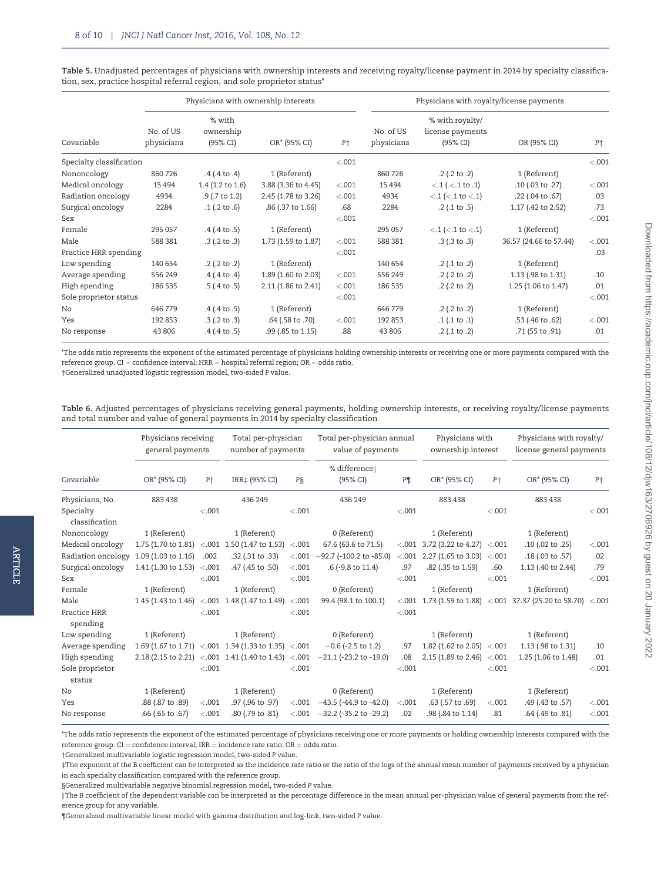**Table 5.** Unadjusted percentages of physicians with ownership interests and receiving royalty/license payment in 2014 by specialty classification, sex, practice hospital referral region, and sole proprietor status*

| | Physicians with ownership interests | | | | Physicians with royalty/license payments | | | |
|---|---|---|---|---|---|---|---|---|
| Covariable | No. of US physicians | % with ownership (95% CI) | OR* (95% CI) | P† | No. of US physicians | % with royalty/ license payments (95% CI) | OR (95% CI) | P† |
| Specialty classification | | | | <.001 | | | | <.001 |
| Nononcology | 860 726 | .4 (.4 to .4) | 1 (Referent) | | 860 726 | .2 (.2 to .2) | 1 (Referent) | |
| Medical oncology | 15 494 | 1.4 (1.2 to 1.6) | 3.88 (3.36 to 4.45) | <.001 | 15 494 | <.1 (<.1 to .1) | .10 (.03 to .27) | <.001 |
| Radiation oncology | 4934 | .9 (.7 to 1.2) | 2.45 (1.78 to 3.26) | <.001 | 4934 | <.1 (<.1 to <.1) | .22 (.04 to .67) | .03 |
| Surgical oncology | 2284 | .1 (.2 to .6) | .86 (.37 to 1.66) | .68 | 2284 | .2 (.1 to .5) | 1.17 (.42 to 2.52) | .73 |
| Sex | | | | <.001 | | | | <.001 |
| Female | 295 057 | .4 (.4 to .5) | 1 (Referent) | | 295 057 | <.1 (<.1 to <.1) | 1 (Referent) | |
| Male | 588 381 | .3 (.2 to .3) | 1.73 (1.59 to 1.87) | <.001 | 588 381 | .3 (.3 to .3) | 36.57 (24.66 to 57.44) | <.001 |
| Practice HRR spending | | | | <.001 | | | | .03 |
| Low spending | 140 654 | .2 (.2 to .2) | 1 (Referent) | | 140 654 | .2 (.1 to .2) | 1 (Referent) | |
| Average spending | 556 249 | .4 (.4 to .4) | 1.89 (1.60 to 2.03) | <.001 | 556 249 | .2 (.2 to .2) | 1.13 (.98 to 1.31) | .10 |
| High spending | 186 535 | .5 (.4 to .5) | 2.11 (1.86 to 2.41) | <.001 | 186 535 | .2 (.2 to .2) | 1.25 (1.06 to 1.47) | .01 |
| Sole proprietor status | | | | <.001 | | | | <.001 |
| No | 646 779 | .4 (.4 to .5) | 1 (Referent) | | 646 779 | .2 (.2 to .2) | 1 (Referent) | |
| Yes | 192 853 | .3 (.2 to .3) | .64 (.58 to .70) | <.001 | 192 853 | .1 (.1 to .1) | .53 (.46 to .62) | <.001 |
| No response | 43 806 | .4 (.4 to .5) | .99 (.85 to 1.15) | .88 | 43 806 | .2 (.1 to .2) | .71 (55 to .91) | .01 |

*The odds ratio represents the exponent of the estimated percentage of physicians holding ownership interests or receiving one or more payments compared with the reference group. CI = confidence interval; HRR = hospital referral region; OR = odds ratio.

†Generalized unadjusted logistic regression model, two-sided P value.

**Table 6.** Adjusted percentages of physicians receiving general payments, holding ownership interests, or receiving royalty/license payments and total number and value of general payments in 2014 by specialty classification

| | Physicians receiving general payments | | Total per-physician number of payments | | Total per-physician annual value of payments | | Physicians with ownership interest | | Physicians with royalty/ license general payments | |
|---|---|---|---|---|---|---|---|---|---|---|
| Covariable | OR* (95% CI) | P† | IRR‡ (95% CI) | P§ | % difference‖ (95% CI) | P¶ | OR* (95% CI) | P† | OR* (95% CI) | P† |
| Physicians, No. | 883 438 | | 436 249 | | 436 249 | | 883 438 | | 883 438 | |
| Specialty classification | | <.001 | | <.001 | | <.001 | | <.001 | | <.001 |
| Nononcology | 1 (Referent) | | 1 (Referent) | | 0 (Referent) | | 1 (Referent) | | 1 (Referent) | |
| Medical oncology | 1.75 (1.70 to 1.81) | <.001 | 1.50 (1.47 to 1.53) | <.001 | 67.6 (63.6 to 71.5) | <.001 | 3.72 (3.22 to 4.27) | <.001 | .10 (.02 to .25) | <.001 |
| Radiation oncology | 1.09 (1.03 to 1.16) | .002 | .32 (.31 to .33) | <.001 | −92.7 (-100.2 to -85.0) | <.001 | 2.27 (1.65 to 3.03) | <.001 | .18 (.03 to .57) | .02 |
| Surgical oncology | 1.41 (1.30 to 1.53) | <.001 | .47 (.45 to .50) | <.001 | .6 (-9.8 to 11.4) | .97 | .82 (.35 to 1.59) | .60 | 1.13 (.40 to 2.44) | .79 |
| Sex | | <.001 | | <.001 | | <.001 | | <.001 | | <.001 |
| Female | 1 (Referent) | | 1 (Referent) | | 0 (Referent) | | 1 (Referent) | | 1 (Referent) | |
| Male | 1.45 (1.43 to 1.46) | <.001 | 1.48 (1.47 to 1.49) | <.001 | 99.4 (98.1 to 100.1) | <.001 | 1.73 (1.59 to 1.88) | <.001 | 37.37 (25.20 to 58.70) | <.001 |
| Practice HRR spending | | <.001 | | <.001 | | <.001 | | | | |
| Low spending | 1 (Referent) | | 1 (Referent) | | 0 (Referent) | | 1 (Referent) | | 1 (Referent) | |
| Average spending | 1.69 (1.67 to 1.71) | <.001 | 1.34 (1.33 to 1.35) | <.001 | −0.6 (-2.5 to 1.2) | .97 | 1.82 (1.62 to 2.05) | <.001 | 1.13 (.98 to 1.31) | .10 |
| High spending | 2.18 (2.15 to 2.21) | <.001 | 1.41 (1.40 to 1.43) | <.001 | −21.1 (-23.2 to -19.0) | .08 | 2.15 (1.89 to 2.46) | <.001 | 1.25 (1.06 to 1.48) | .01 |
| Sole proprietor status | | <.001 | | <.001 | | <.001 | | <.001 | | <.001 |
| No | 1 (Referent) | | 1 (Referent) | | 0 (Referent) | | 1 (Referent) | | 1 (Referent) | |
| Yes | .88 (.87 to .89) | <.001 | .97 (.96 to .97) | <.001 | −43.5 (-44.9 to -42.0) | <.001 | .63 (.57 to .69) | <.001 | .49 (.43 to .57) | <.001 |
| No response | .66 (.65 to .67) | <.001 | .80 (.79 to .81) | <.001 | −32.2 (-35.2 to -29.2) | .02 | .98 (.84 to 1.14) | .81 | .64 (.49 to .81) | <.001 |

*The odds ratio represents the exponent of the estimated percentage of physicians receiving one or more payments or holding ownership interests compared with the reference group. CI = confidence interval; IRR = incidence rate ratio; OR = odds ratio.

†Generalized multivariable logistic regression model, two-sided P value.

‡The exponent of the B coefficient can be interpreted as the incidence rate ratio or the ratio of the logs of the annual mean number of payments received by a physician in each specialty classification compared with the reference group.

§Generalized multivariable negative binomial regression model, two-sided P value.

‖The B coefficient of the dependent variable can be interpreted as the percentage difference in the mean annual per-physician value of general payments from the reference group for any variable.

¶Generalized multivariable linear model with gamma distribution and log-link, two-sided P value.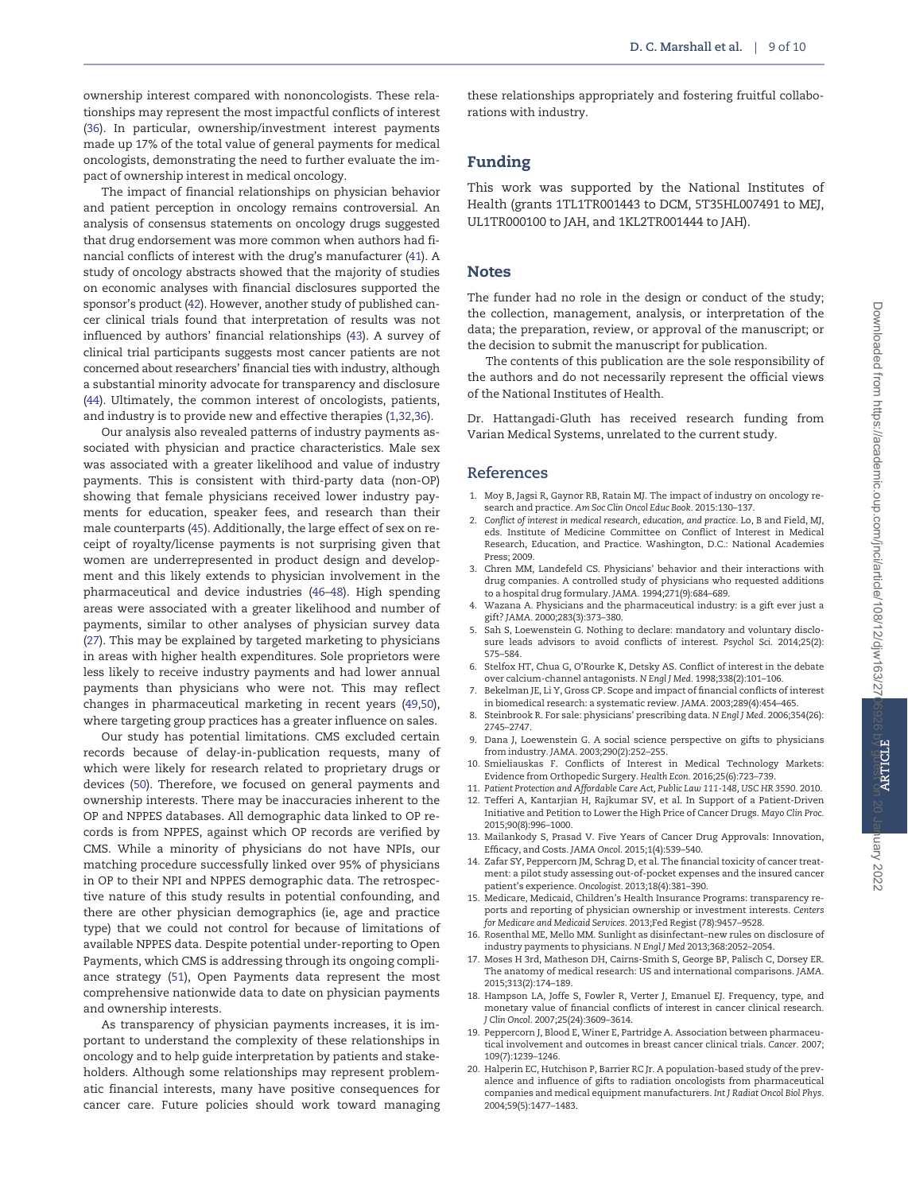ownership interest compared with nononcologists. These relationships may represent the most impactful conflicts of interest (36). In particular, ownership/investment interest payments made up 17% of the total value of general payments for medical oncologists, demonstrating the need to further evaluate the impact of ownership interest in medical oncology.

The impact of financial relationships on physician behavior and patient perception in oncology remains controversial. An analysis of consensus statements on oncology drugs suggested that drug endorsement was more common when authors had financial conflicts of interest with the drug's manufacturer (41). A study of oncology abstracts showed that the majority of studies on economic analyses with financial disclosures supported the sponsor's product (42). However, another study of published cancer clinical trials found that interpretation of results was not influenced by authors' financial relationships (43). A survey of clinical trial participants suggests most cancer patients are not concerned about researchers' financial ties with industry, although a substantial minority advocate for transparency and disclosure (44). Ultimately, the common interest of oncologists, patients, and industry is to provide new and effective therapies (1,32,36).

Our analysis also revealed patterns of industry payments associated with physician and practice characteristics. Male sex was associated with a greater likelihood and value of industry payments. This is consistent with third-party data (non-OP) showing that female physicians received lower industry payments for education, speaker fees, and research than their male counterparts (45). Additionally, the large effect of sex on receipt of royalty/license payments is not surprising given that women are underrepresented in product design and development and this likely extends to physician involvement in the pharmaceutical and device industries (46–48). High spending areas were associated with a greater likelihood and number of payments, similar to other analyses of physician survey data (27). This may be explained by targeted marketing to physicians in areas with higher health expenditures. Sole proprietors were less likely to receive industry payments and had lower annual payments than physicians who were not. This may reflect changes in pharmaceutical marketing in recent years (49,50), where targeting group practices has a greater influence on sales.

Our study has potential limitations. CMS excluded certain records because of delay-in-publication requests, many of which were likely for research related to proprietary drugs or devices (50). Therefore, we focused on general payments and ownership interests. There may be inaccuracies inherent to the OP and NPPES databases. All demographic data linked to OP records is from NPPES, against which OP records are verified by CMS. While a minority of physicians do not have NPIs, our matching procedure successfully linked over 95% of physicians in OP to their NPI and NPPES demographic data. The retrospective nature of this study results in potential confounding, and there are other physician demographics (ie, age and practice type) that we could not control for because of limitations of available NPPES data. Despite potential under-reporting to Open Payments, which CMS is addressing through its ongoing compliance strategy (51), Open Payments data represent the most comprehensive nationwide data to date on physician payments and ownership interests.

As transparency of physician payments increases, it is important to understand the complexity of these relationships in oncology and to help guide interpretation by patients and stakeholders. Although some relationships may represent problematic financial interests, many have positive consequences for cancer care. Future policies should work toward managing these relationships appropriately and fostering fruitful collaborations with industry.

## Funding

This work was supported by the National Institutes of Health (grants 1TL1TR001443 to DCM, 5T35HL007491 to MEJ, UL1TR000100 to JAH, and 1KL2TR001444 to JAH).

## Notes

The funder had no role in the design or conduct of the study; the collection, management, analysis, or interpretation of the data; the preparation, review, or approval of the manuscript; or the decision to submit the manuscript for publication.

The contents of this publication are the sole responsibility of the authors and do not necessarily represent the official views of the National Institutes of Health.

Dr. Hattangadi-Gluth has received research funding from Varian Medical Systems, unrelated to the current study.

## References

1. Moy B, Jagsi R, Gaynor RB, Ratain MJ. The impact of industry on oncology research and practice. *Am Soc Clin Oncol Educ Book*. 2015:130–137.
2. *Conflict of interest in medical research, education, and practice*. Lo, B and Field, MJ, eds. Institute of Medicine Committee on Conflict of Interest in Medical Research, Education, and Practice. Washington, D.C.: National Academies Press; 2009.
3. Chren MM, Landefeld CS. Physicians' behavior and their interactions with drug companies. A controlled study of physicians who requested additions to a hospital drug formulary. *JAMA*. 1994;271(9):684–689.
4. Wazana A. Physicians and the pharmaceutical industry: is a gift ever just a gift? *JAMA*. 2000;283(3):373–380.
5. Sah S, Loewenstein G. Nothing to declare: mandatory and voluntary disclosure leads advisors to avoid conflicts of interest. *Psychol Sci*. 2014;25(2): 575–584.
6. Stelfox HT, Chua G, O'Rourke K, Detsky AS. Conflict of interest in the debate over calcium-channel antagonists. *N Engl J Med*. 1998;338(2):101–106.
7. Bekelman JE, Li Y, Gross CP. Scope and impact of financial conflicts of interest in biomedical research: a systematic review. *JAMA*. 2003;289(4):454–465.
8. Steinbrook R. For sale: physicians' prescribing data. *N Engl J Med*. 2006;354(26): 2745–2747.
9. Dana J, Loewenstein G. A social science perspective on gifts to physicians from industry. *JAMA*. 2003;290(2):252–255.
10. Smieliauskas F. Conflicts of Interest in Medical Technology Markets: Evidence from Orthopedic Surgery. *Health Econ*. 2016;25(6):723–739.
11. *Patient Protection and Affordable Care Act, Public Law 111-148, USC HR* 3590. 2010.
12. Tefferi A, Kantarjian H, Rajkumar SV, et al. In Support of a Patient-Driven Initiative and Petition to Lower the High Price of Cancer Drugs. *Mayo Clin Proc*. 2015;90(8):996–1000.
13. Mailankody S, Prasad V. Five Years of Cancer Drug Approvals: Innovation, Efficacy, and Costs. *JAMA Oncol*. 2015;1(4):539–540.
14. Zafar SY, Peppercorn JM, Schrag D, et al. The financial toxicity of cancer treatment: a pilot study assessing out-of-pocket expenses and the insured cancer patient's experience. *Oncologist*. 2013;18(4):381–390.
15. Medicare, Medicaid, Children's Health Insurance Programs: transparency reports and reporting of physician ownership or investment interests. *Centers for Medicare and Medicaid Services*. 2013;Fed Regist (78):9457–9528.
16. Rosenthal ME, Mello MM. Sunlight as disinfectant–new rules on disclosure of industry payments to physicians. *N Engl J Med* 2013;368:2052–2054.
17. Moses H 3rd, Matheson DH, Cairns-Smith S, George BP, Palisch C, Dorsey ER. The anatomy of medical research: US and international comparisons. *JAMA*. 2015;313(2):174–189.
18. Hampson LA, Joffe S, Fowler R, Verter J, Emanuel EJ. Frequency, type, and monetary value of financial conflicts of interest in cancer clinical research. *J Clin Oncol*. 2007;25(24):3609–3614.
19. Peppercorn J, Blood E, Winer E, Partridge A. Association between pharmaceutical involvement and outcomes in breast cancer clinical trials. *Cancer*. 2007; 109(7):1239–1246.
20. Halperin EC, Hutchison P, Barrier RC Jr. A population-based study of the prevalence and influence of gifts to radiation oncologists from pharmaceutical companies and medical equipment manufacturers. *Int J Radiat Oncol Biol Phys*. 2004;59(5):1477–1483.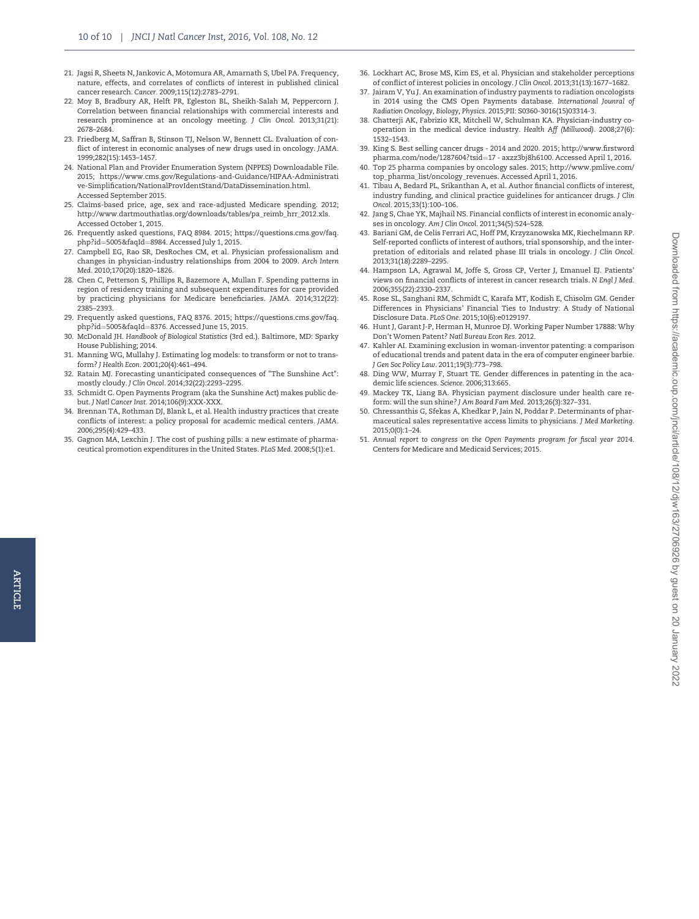21. Jagsi R, Sheets N, Jankovic A, Motomura AR, Amarnath S, Ubel PA. Frequency, nature, effects, and correlates of conflicts of interest in published clinical cancer research. *Cancer*. 2009;115(12):2783–2791.
22. Moy B, Bradbury AR, Helft PR, Egleston BL, Sheikh-Salah M, Peppercorn J. Correlation between financial relationships with commercial interests and research prominence at an oncology meeting. *J Clin Oncol.* 2013;31(21): 2678–2684.
23. Friedberg M, Saffran B, Stinson TJ, Nelson W, Bennett CL. Evaluation of conflict of interest in economic analyses of new drugs used in oncology. *JAMA*. 1999;282(15):1453–1457.
24. National Plan and Provider Enumeration System (NPPES) Downloadable File. 2015; https://www.cms.gov/Regulations-and-Guidance/HIPAA-Administrative-Simplification/NationalProvIdentStand/DataDissemination.html. Accessed September 2015.
25. Claims-based price, age, sex and race-adjusted Medicare spending. 2012; http://www.dartmouthatlas.org/downloads/tables/pa_reimb_hrr_2012.xls. Accessed October 1, 2015.
26. Frequently asked questions, FAQ 8984. 2015; https://questions.cms.gov/faq.php?id=5005&faqId=8984. Accessed July 1, 2015.
27. Campbell EG, Rao SR, DesRoches CM, et al. Physician professionalism and changes in physician-industry relationships from 2004 to 2009. *Arch Intern Med*. 2010;170(20):1820–1826.
28. Chen C, Petterson S, Phillips R, Bazemore A, Mullan F. Spending patterns in region of residency training and subsequent expenditures for care provided by practicing physicians for Medicare beneficiaries. *JAMA*. 2014;312(22): 2385–2393.
29. Frequently asked questions, FAQ 8376. 2015; https://questions.cms.gov/faq.php?id=5005&faqId=8376. Accessed June 15, 2015.
30. McDonald JH. *Handbook of Biological Statistics* (3rd ed.). Baltimore, MD: Sparky House Publishing; 2014.
31. Manning WG, Mullahy J. Estimating log models: to transform or not to transform? *J Health Econ*. 2001;20(4):461–494.
32. Ratain MJ. Forecasting unanticipated consequences of "The Sunshine Act": mostly cloudy. *J Clin Oncol*. 2014;32(22):2293–2295.
33. Schmidt C. Open Payments Program (aka the Sunshine Act) makes public debut. *J Natl Cancer Inst*. 2014;106(9):XXX-XXX.
34. Brennan TA, Rothman DJ, Blank L, et al. Health industry practices that create conflicts of interest: a policy proposal for academic medical centers. *JAMA*. 2006;295(4):429–433.
35. Gagnon MA, Lexchin J. The cost of pushing pills: a new estimate of pharmaceutical promotion expenditures in the United States. *PLoS Med*. 2008;5(1):e1.
36. Lockhart AC, Brose MS, Kim ES, et al. Physician and stakeholder perceptions of conflict of interest policies in oncology. *J Clin Oncol*. 2013;31(13):1677–1682.
37. Jairam V, Yu J. An examination of industry payments to radiation oncologists in 2014 using the CMS Open Payments database. *International Jounral of Radiation Oncology, Biology, Physics*. 2015;PII: S0360-3016(15)03314-3.
38. Chatterji AK, Fabrizio KR, Mitchell W, Schulman KA. Physician-industry cooperation in the medical device industry. *Health Aff (Millwood)*. 2008;27(6): 1532–1543.
39. King S. Best selling cancer drugs - 2014 and 2020. 2015; http://www.firstwordpharma.com/node/1287604?tsid=17 - axzz3bj8h6100. Accessed April 1, 2016.
40. Top 25 pharma companies by oncology sales. 2015; http://www.pmlive.com/top_pharma_list/oncology_revenues. Accessed April 1, 2016.
41. Tibau A, Bedard PL, Srikanthan A, et al. Author financial conflicts of interest, industry funding, and clinical practice guidelines for anticancer drugs. *J Clin Oncol*. 2015;33(1):100–106.
42. Jang S, Chae YK, Majhail NS. Financial conflicts of interest in economic analyses in oncology. *Am J Clin Oncol*. 2011;34(5):524–528.
43. Bariani GM, de Celis Ferrari AC, Hoff PM, Krzyzanowska MK, Riechelmann RP. Self-reported conflicts of interest of authors, trial sponsorship, and the interpretation of editorials and related phase III trials in oncology. *J Clin Oncol*. 2013;31(18):2289–2295.
44. Hampson LA, Agrawal M, Joffe S, Gross CP, Verter J, Emanuel EJ. Patients' views on financial conflicts of interest in cancer research trials. *N Engl J Med*. 2006;355(22):2330–2337.
45. Rose SL, Sanghani RM, Schmidt C, Karafa MT, Kodish E, Chisolm GM. Gender Differences in Physicians' Financial Ties to Industry: A Study of National Disclosure Data. *PLoS One*. 2015;10(6):e0129197.
46. Hunt J, Garant J-P, Herman H, Munroe DJ. Working Paper Number 17888: Why Don't Women Patent? *Natl Bureau Econ Res*. 2012.
47. Kahler AI. Examining exclusion in woman-inventor patenting: a comparison of educational trends and patent data in the era of computer engineer barbie. *J Gen Soc Policy Law*. 2011;19(3):773–798.
48. Ding WW, Murray F, Stuart TE. Gender differences in patenting in the academic life sciences. *Science*. 2006;313:665.
49. Mackey TK, Liang BA. Physician payment disclosure under health care reform: will the sun shine? *J Am Board Fam Med*. 2013;26(3):327–331.
50. Chressanthis G, Sfekas A, Khedkar P, Jain N, Poddar P. Determinants of pharmaceutical sales representative access limits to physicians. *J Med Marketing*. 2015;0(0):1–24.
51. *Annual report to congress on the Open Payments program for fiscal year 2014*. Centers for Medicare and Medicaid Services; 2015.